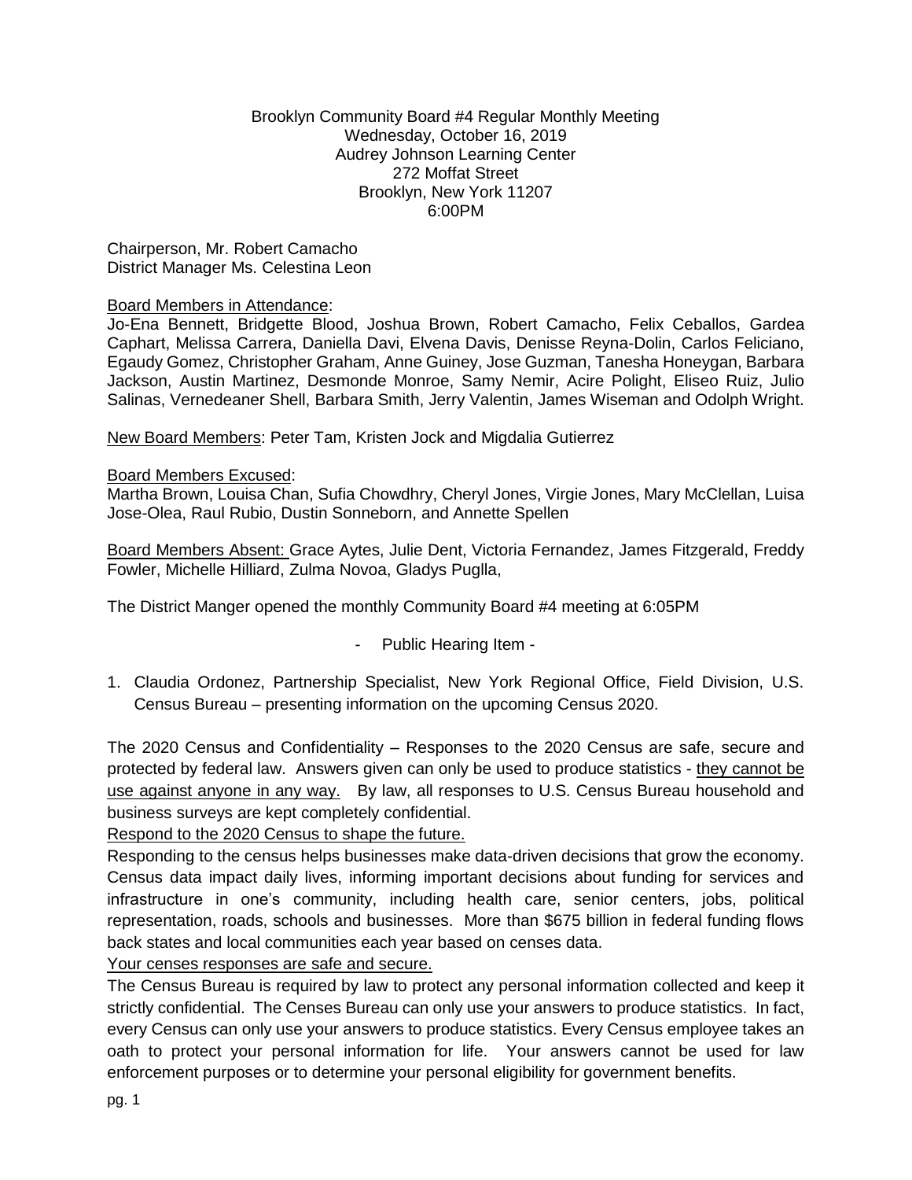Brooklyn Community Board #4 Regular Monthly Meeting
Wednesday, October 16, 2019
Audrey Johnson Learning Center
272 Moffat Street
Brooklyn, New York 11207
6:00PM

Chairperson, Mr. Robert Camacho
District Manager Ms. Celestina Leon

<u>Board Members in Attendance</u>:
Jo-Ena Bennett, Bridgette Blood, Joshua Brown, Robert Camacho, Felix Ceballos, Gardea Caphart, Melissa Carrera, Daniella Davi, Elvena Davis, Denisse Reyna-Dolin, Carlos Feliciano, Egaudy Gomez, Christopher Graham, Anne Guiney, Jose Guzman, Tanesha Honeygan, Barbara Jackson, Austin Martinez, Desmonde Monroe, Samy Nemir, Acire Polight, Eliseo Ruiz, Julio Salinas, Vernedeaner Shell, Barbara Smith, Jerry Valentin, James Wiseman and Odolph Wright.

<u>New Board Members</u>: Peter Tam, Kristen Jock and Migdalia Gutierrez

<u>Board Members Excused</u>:
Martha Brown, Louisa Chan, Sufia Chowdhry, Cheryl Jones, Virgie Jones, Mary McClellan, Luisa Jose-Olea, Raul Rubio, Dustin Sonneborn, and Annette Spellen

<u>Board Members Absent:</u> Grace Aytes, Julie Dent, Victoria Fernandez, James Fitzgerald, Freddy Fowler, Michelle Hilliard, Zulma Novoa, Gladys Puglla,

The District Manger opened the monthly Community Board #4 meeting at 6:05PM

- Public Hearing Item -

1. Claudia Ordonez, Partnership Specialist, New York Regional Office, Field Division, U.S. Census Bureau – presenting information on the upcoming Census 2020.

The 2020 Census and Confidentiality – Responses to the 2020 Census are safe, secure and protected by federal law. Answers given can only be used to produce statistics - <u>they cannot be use against anyone in any way.</u> By law, all responses to U.S. Census Bureau household and business surveys are kept completely confidential.

<u>Respond to the 2020 Census to shape the future.</u>

Responding to the census helps businesses make data-driven decisions that grow the economy. Census data impact daily lives, informing important decisions about funding for services and infrastructure in one's community, including health care, senior centers, jobs, political representation, roads, schools and businesses. More than $675 billion in federal funding flows back states and local communities each year based on censes data.

<u>Your censes responses are safe and secure.</u>

The Census Bureau is required by law to protect any personal information collected and keep it strictly confidential. The Censes Bureau can only use your answers to produce statistics. In fact, every Census can only use your answers to produce statistics. Every Census employee takes an oath to protect your personal information for life. Your answers cannot be used for law enforcement purposes or to determine your personal eligibility for government benefits.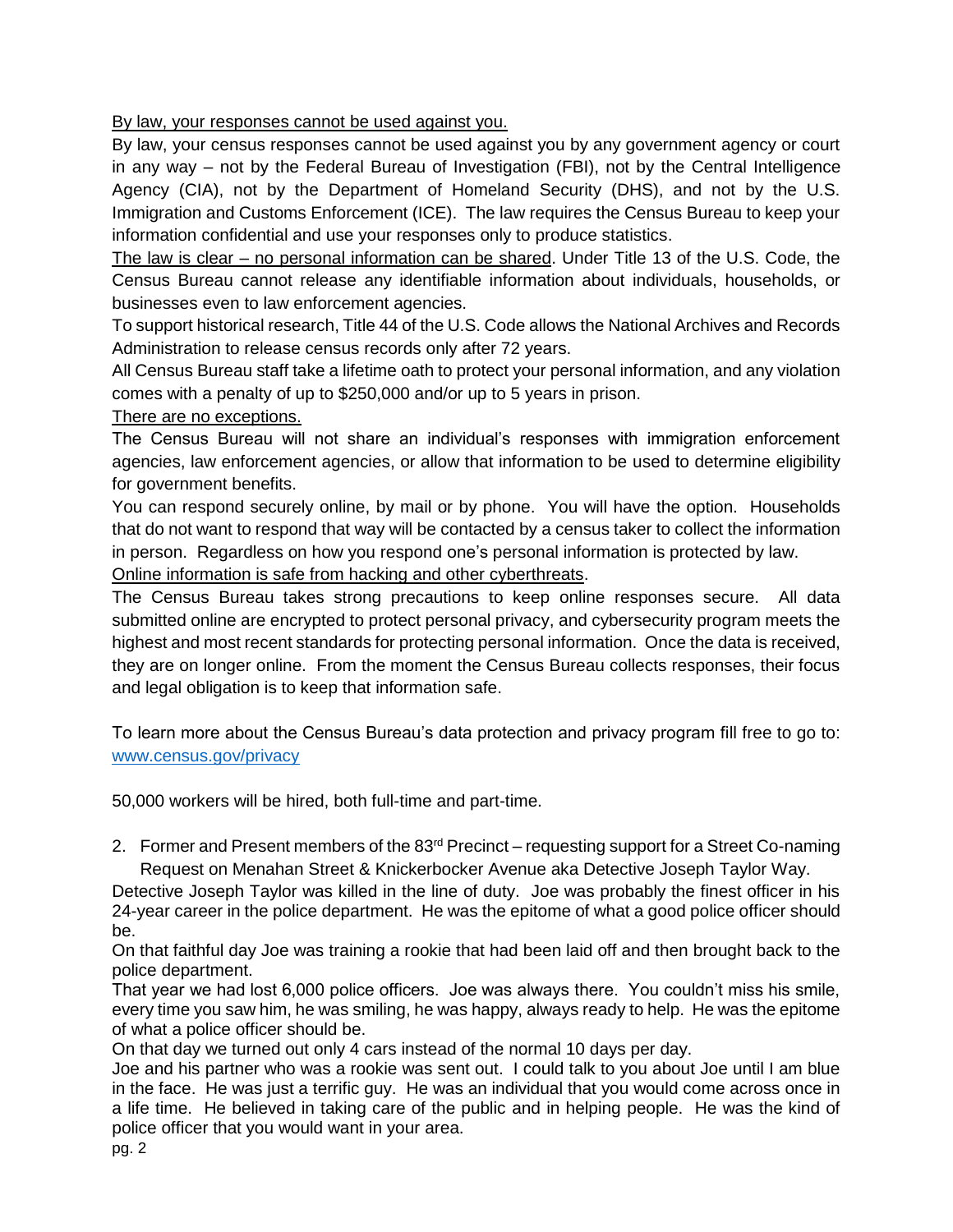By law, your responses cannot be used against you.

By law, your census responses cannot be used against you by any government agency or court in any way – not by the Federal Bureau of Investigation (FBI), not by the Central Intelligence Agency (CIA), not by the Department of Homeland Security (DHS), and not by the U.S. Immigration and Customs Enforcement (ICE). The law requires the Census Bureau to keep your information confidential and use your responses only to produce statistics.

The law is clear – no personal information can be shared. Under Title 13 of the U.S. Code, the Census Bureau cannot release any identifiable information about individuals, households, or businesses even to law enforcement agencies.

To support historical research, Title 44 of the U.S. Code allows the National Archives and Records Administration to release census records only after 72 years.

All Census Bureau staff take a lifetime oath to protect your personal information, and any violation comes with a penalty of up to $250,000 and/or up to 5 years in prison.

There are no exceptions.

The Census Bureau will not share an individual's responses with immigration enforcement agencies, law enforcement agencies, or allow that information to be used to determine eligibility for government benefits.

You can respond securely online, by mail or by phone. You will have the option. Households that do not want to respond that way will be contacted by a census taker to collect the information in person. Regardless on how you respond one's personal information is protected by law.

Online information is safe from hacking and other cyberthreats.

The Census Bureau takes strong precautions to keep online responses secure. All data submitted online are encrypted to protect personal privacy, and cybersecurity program meets the highest and most recent standards for protecting personal information. Once the data is received, they are on longer online. From the moment the Census Bureau collects responses, their focus and legal obligation is to keep that information safe.

To learn more about the Census Bureau's data protection and privacy program fill free to go to: www.census.gov/privacy

50,000 workers will be hired, both full-time and part-time.

2. Former and Present members of the 83rd Precinct – requesting support for a Street Co-naming Request on Menahan Street & Knickerbocker Avenue aka Detective Joseph Taylor Way.

Detective Joseph Taylor was killed in the line of duty. Joe was probably the finest officer in his 24-year career in the police department. He was the epitome of what a good police officer should be.

On that faithful day Joe was training a rookie that had been laid off and then brought back to the police department.

That year we had lost 6,000 police officers. Joe was always there. You couldn't miss his smile, every time you saw him, he was smiling, he was happy, always ready to help. He was the epitome of what a police officer should be.

On that day we turned out only 4 cars instead of the normal 10 days per day.

Joe and his partner who was a rookie was sent out. I could talk to you about Joe until I am blue in the face. He was just a terrific guy. He was an individual that you would come across once in a life time. He believed in taking care of the public and in helping people. He was the kind of police officer that you would want in your area.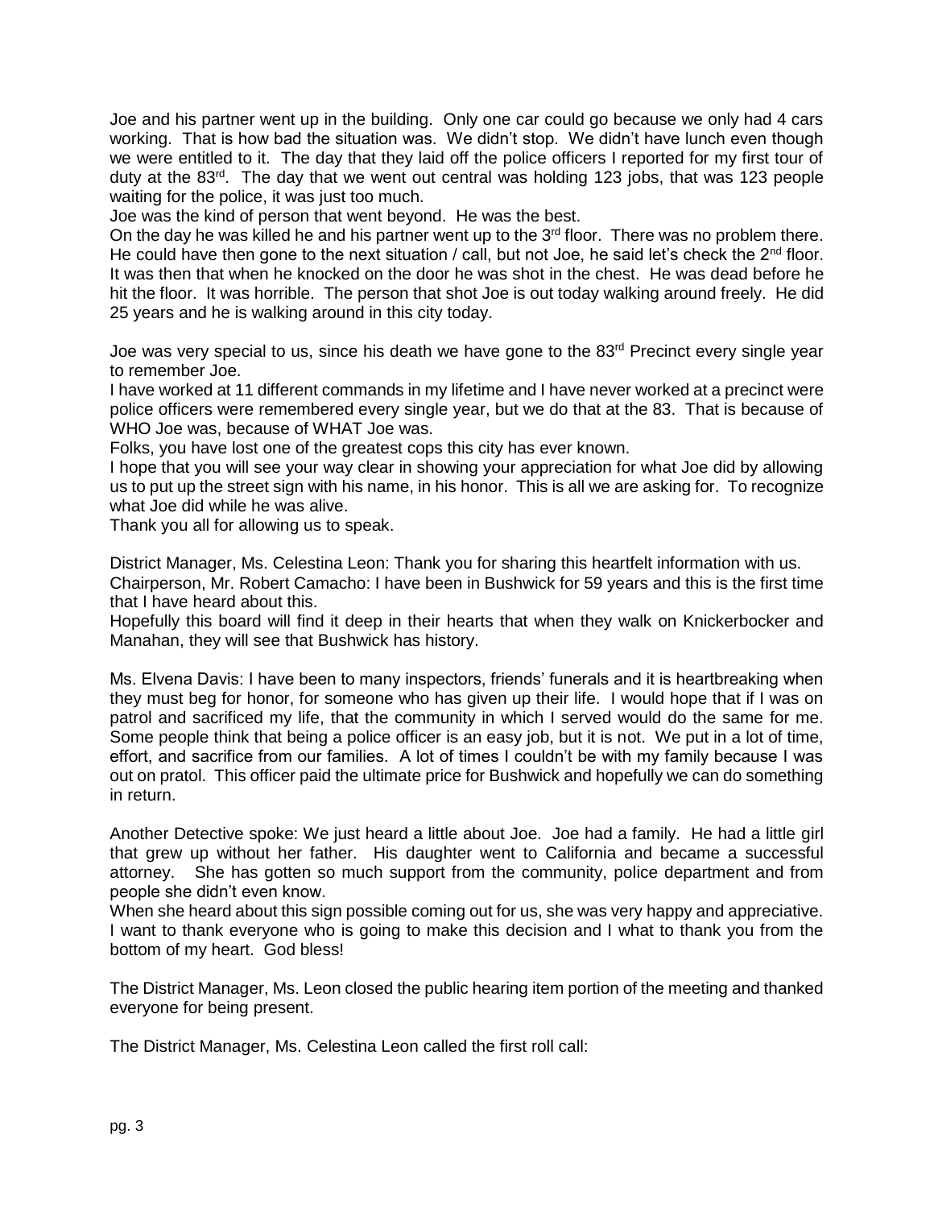Joe and his partner went up in the building. Only one car could go because we only had 4 cars working. That is how bad the situation was. We didn't stop. We didn't have lunch even though we were entitled to it. The day that they laid off the police officers I reported for my first tour of duty at the 83rd. The day that we went out central was holding 123 jobs, that was 123 people waiting for the police, it was just too much.

Joe was the kind of person that went beyond. He was the best.

On the day he was killed he and his partner went up to the 3rd floor. There was no problem there. He could have then gone to the next situation / call, but not Joe, he said let's check the 2nd floor. It was then that when he knocked on the door he was shot in the chest. He was dead before he hit the floor. It was horrible. The person that shot Joe is out today walking around freely. He did 25 years and he is walking around in this city today.

Joe was very special to us, since his death we have gone to the 83rd Precinct every single year to remember Joe.

I have worked at 11 different commands in my lifetime and I have never worked at a precinct were police officers were remembered every single year, but we do that at the 83. That is because of WHO Joe was, because of WHAT Joe was.

Folks, you have lost one of the greatest cops this city has ever known.

I hope that you will see your way clear in showing your appreciation for what Joe did by allowing us to put up the street sign with his name, in his honor. This is all we are asking for. To recognize what Joe did while he was alive.

Thank you all for allowing us to speak.

District Manager, Ms. Celestina Leon: Thank you for sharing this heartfelt information with us.

Chairperson, Mr. Robert Camacho: I have been in Bushwick for 59 years and this is the first time that I have heard about this.

Hopefully this board will find it deep in their hearts that when they walk on Knickerbocker and Manahan, they will see that Bushwick has history.

Ms. Elvena Davis: I have been to many inspectors, friends' funerals and it is heartbreaking when they must beg for honor, for someone who has given up their life. I would hope that if I was on patrol and sacrificed my life, that the community in which I served would do the same for me. Some people think that being a police officer is an easy job, but it is not. We put in a lot of time, effort, and sacrifice from our families. A lot of times I couldn't be with my family because I was out on pratol. This officer paid the ultimate price for Bushwick and hopefully we can do something in return.

Another Detective spoke: We just heard a little about Joe. Joe had a family. He had a little girl that grew up without her father. His daughter went to California and became a successful attorney. She has gotten so much support from the community, police department and from people she didn't even know.

When she heard about this sign possible coming out for us, she was very happy and appreciative. I want to thank everyone who is going to make this decision and I what to thank you from the bottom of my heart. God bless!

The District Manager, Ms. Leon closed the public hearing item portion of the meeting and thanked everyone for being present.

The District Manager, Ms. Celestina Leon called the first roll call: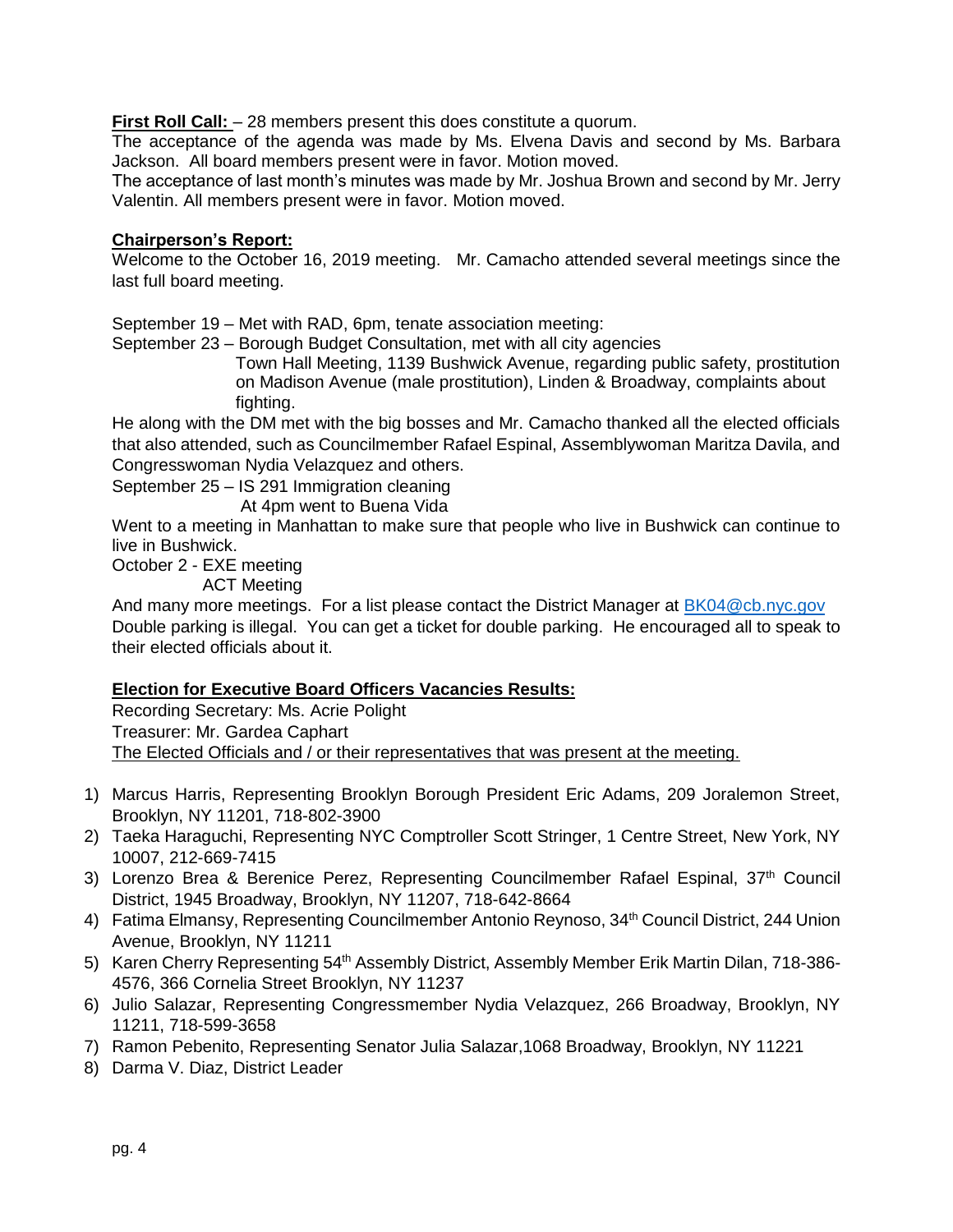**First Roll Call:** – 28 members present this does constitute a quorum.
The acceptance of the agenda was made by Ms. Elvena Davis and second by Ms. Barbara Jackson. All board members present were in favor. Motion moved.
The acceptance of last month's minutes was made by Mr. Joshua Brown and second by Mr. Jerry Valentin. All members present were in favor. Motion moved.

**Chairperson's Report:**
Welcome to the October 16, 2019 meeting. Mr. Camacho attended several meetings since the last full board meeting.

September 19 – Met with RAD, 6pm, tenate association meeting:
September 23 – Borough Budget Consultation, met with all city agencies
Town Hall Meeting, 1139 Bushwick Avenue, regarding public safety, prostitution on Madison Avenue (male prostitution), Linden & Broadway, complaints about fighting.
He along with the DM met with the big bosses and Mr. Camacho thanked all the elected officials that also attended, such as Councilmember Rafael Espinal, Assemblywoman Maritza Davila, and Congresswoman Nydia Velazquez and others.
September 25 – IS 291 Immigration cleaning
At 4pm went to Buena Vida
Went to a meeting in Manhattan to make sure that people who live in Bushwick can continue to live in Bushwick.
October 2 - EXE meeting
ACT Meeting
And many more meetings. For a list please contact the District Manager at BK04@cb.nyc.gov
Double parking is illegal. You can get a ticket for double parking. He encouraged all to speak to their elected officials about it.

**Election for Executive Board Officers Vacancies Results:**
Recording Secretary: Ms. Acrie Polight
Treasurer: Mr. Gardea Caphart
The Elected Officials and / or their representatives that was present at the meeting.

1) Marcus Harris, Representing Brooklyn Borough President Eric Adams, 209 Joralemon Street, Brooklyn, NY 11201, 718-802-3900
2) Taeka Haraguchi, Representing NYC Comptroller Scott Stringer, 1 Centre Street, New York, NY 10007, 212-669-7415
3) Lorenzo Brea & Berenice Perez, Representing Councilmember Rafael Espinal, 37th Council District, 1945 Broadway, Brooklyn, NY 11207, 718-642-8664
4) Fatima Elmansy, Representing Councilmember Antonio Reynoso, 34th Council District, 244 Union Avenue, Brooklyn, NY 11211
5) Karen Cherry Representing 54th Assembly District, Assembly Member Erik Martin Dilan, 718-386-4576, 366 Cornelia Street Brooklyn, NY 11237
6) Julio Salazar, Representing Congressmember Nydia Velazquez, 266 Broadway, Brooklyn, NY 11211, 718-599-3658
7) Ramon Pebenito, Representing Senator Julia Salazar,1068 Broadway, Brooklyn, NY 11221
8) Darma V. Diaz, District Leader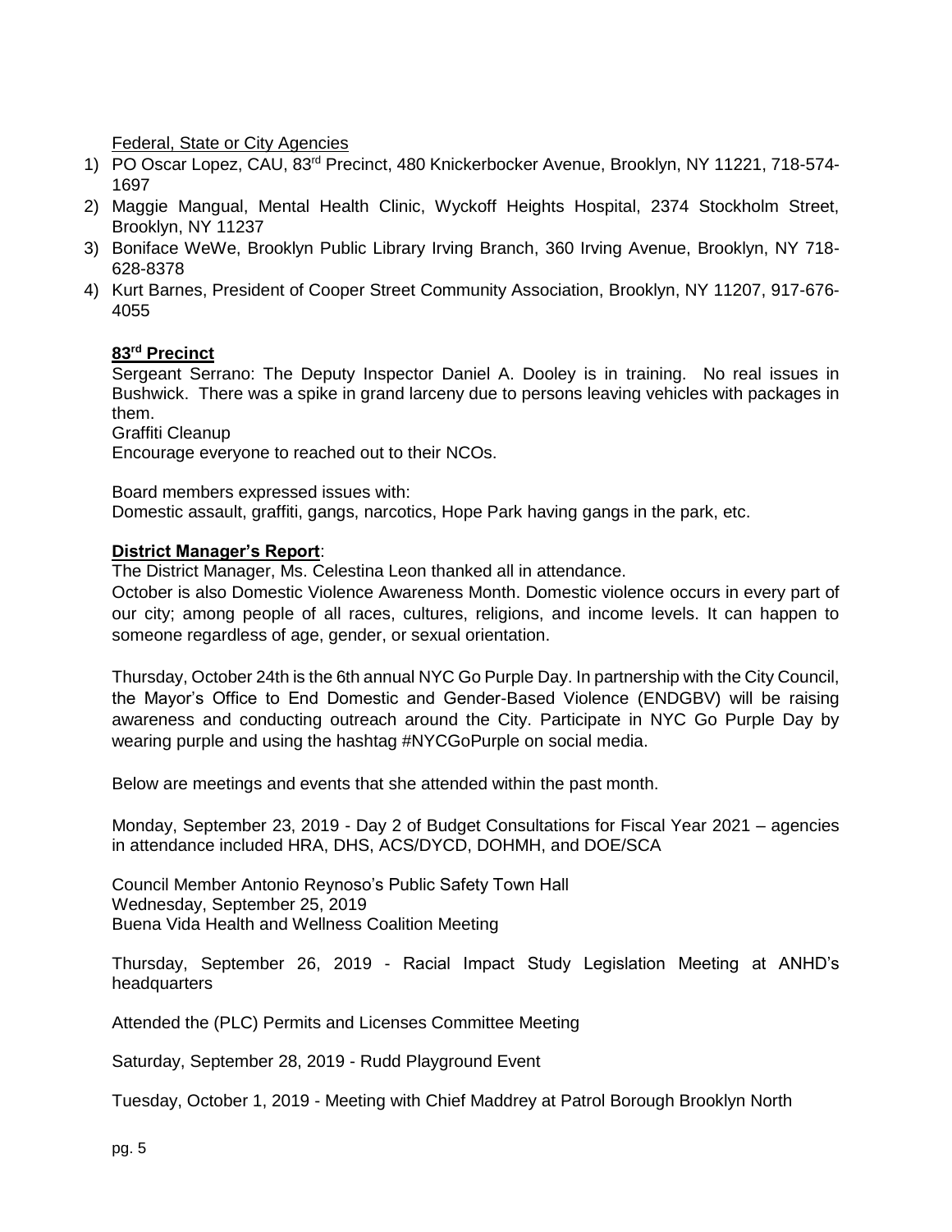Federal, State or City Agencies

1) PO Oscar Lopez, CAU, 83rd Precinct, 480 Knickerbocker Avenue, Brooklyn, NY 11221, 718-574-1697
2) Maggie Mangual, Mental Health Clinic, Wyckoff Heights Hospital, 2374 Stockholm Street, Brooklyn, NY 11237
3) Boniface WeWe, Brooklyn Public Library Irving Branch, 360 Irving Avenue, Brooklyn, NY 718-628-8378
4) Kurt Barnes, President of Cooper Street Community Association, Brooklyn, NY 11207, 917-676-4055

**83rd Precinct**

Sergeant Serrano: The Deputy Inspector Daniel A. Dooley is in training. No real issues in Bushwick. There was a spike in grand larceny due to persons leaving vehicles with packages in them.
Graffiti Cleanup
Encourage everyone to reached out to their NCOs.

Board members expressed issues with:
Domestic assault, graffiti, gangs, narcotics, Hope Park having gangs in the park, etc.

**District Manager's Report**:

The District Manager, Ms. Celestina Leon thanked all in attendance.
October is also Domestic Violence Awareness Month. Domestic violence occurs in every part of our city; among people of all races, cultures, religions, and income levels. It can happen to someone regardless of age, gender, or sexual orientation.

Thursday, October 24th is the 6th annual NYC Go Purple Day. In partnership with the City Council, the Mayor's Office to End Domestic and Gender-Based Violence (ENDGBV) will be raising awareness and conducting outreach around the City. Participate in NYC Go Purple Day by wearing purple and using the hashtag #NYCGoPurple on social media.

Below are meetings and events that she attended within the past month.

Monday, September 23, 2019 - Day 2 of Budget Consultations for Fiscal Year 2021 – agencies in attendance included HRA, DHS, ACS/DYCD, DOHMH, and DOE/SCA

Council Member Antonio Reynoso's Public Safety Town Hall
Wednesday, September 25, 2019
Buena Vida Health and Wellness Coalition Meeting

Thursday, September 26, 2019 - Racial Impact Study Legislation Meeting at ANHD's headquarters

Attended the (PLC) Permits and Licenses Committee Meeting

Saturday, September 28, 2019 - Rudd Playground Event

Tuesday, October 1, 2019 - Meeting with Chief Maddrey at Patrol Borough Brooklyn North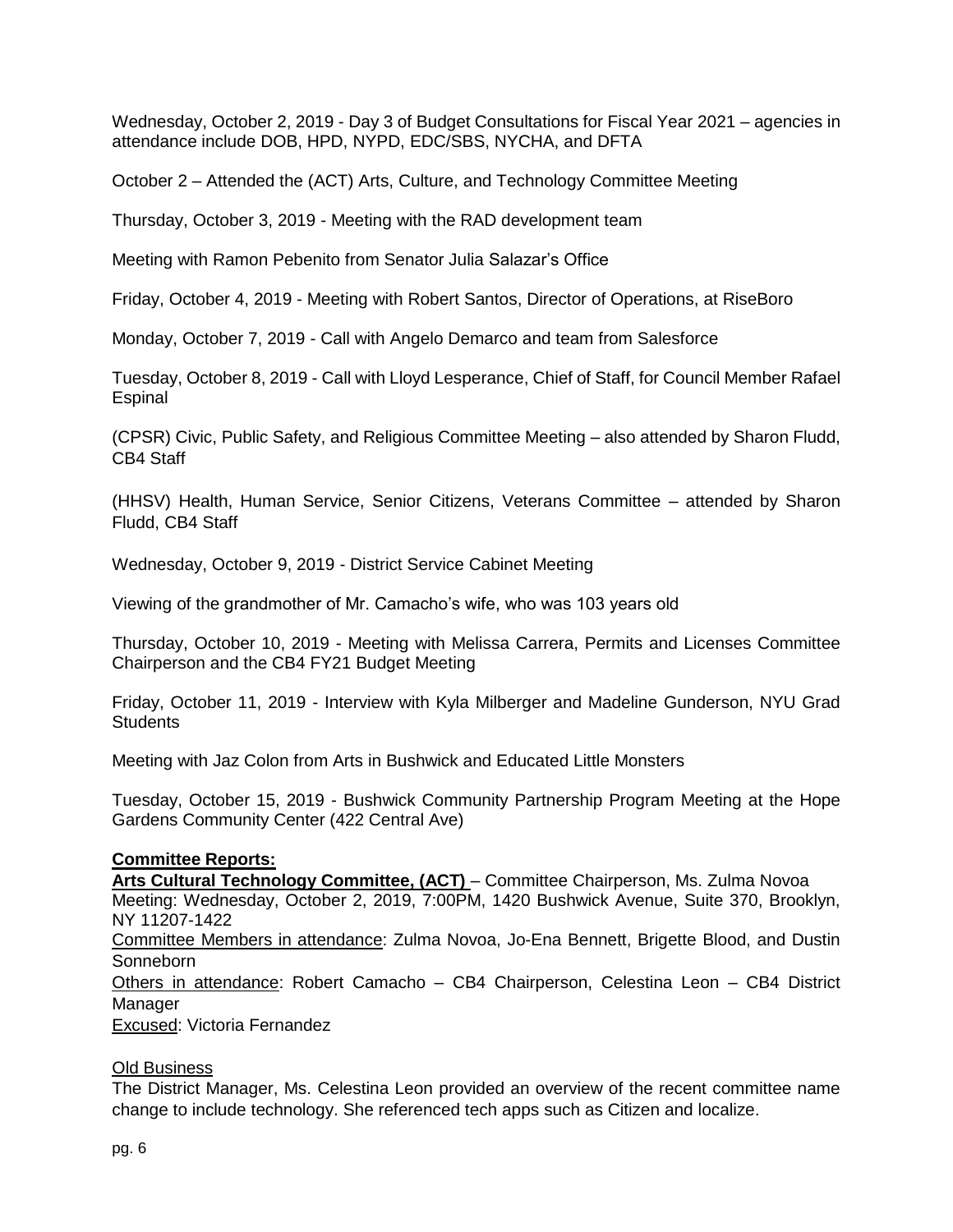Wednesday, October 2, 2019 - Day 3 of Budget Consultations for Fiscal Year 2021 – agencies in attendance include DOB, HPD, NYPD, EDC/SBS, NYCHA, and DFTA

October 2 – Attended the (ACT) Arts, Culture, and Technology Committee Meeting

Thursday, October 3, 2019 - Meeting with the RAD development team

Meeting with Ramon Pebenito from Senator Julia Salazar's Office

Friday, October 4, 2019 - Meeting with Robert Santos, Director of Operations, at RiseBoro

Monday, October 7, 2019 - Call with Angelo Demarco and team from Salesforce

Tuesday, October 8, 2019 - Call with Lloyd Lesperance, Chief of Staff, for Council Member Rafael Espinal

(CPSR) Civic, Public Safety, and Religious Committee Meeting – also attended by Sharon Fludd, CB4 Staff

(HHSV) Health, Human Service, Senior Citizens, Veterans Committee – attended by Sharon Fludd, CB4 Staff

Wednesday, October 9, 2019 - District Service Cabinet Meeting

Viewing of the grandmother of Mr. Camacho's wife, who was 103 years old

Thursday, October 10, 2019 - Meeting with Melissa Carrera, Permits and Licenses Committee Chairperson and the CB4 FY21 Budget Meeting

Friday, October 11, 2019 - Interview with Kyla Milberger and Madeline Gunderson, NYU Grad Students

Meeting with Jaz Colon from Arts in Bushwick and Educated Little Monsters

Tuesday, October 15, 2019 - Bushwick Community Partnership Program Meeting at the Hope Gardens Community Center (422 Central Ave)

**Committee Reports:**

**Arts Cultural Technology Committee, (ACT)** – Committee Chairperson, Ms. Zulma Novoa
Meeting: Wednesday, October 2, 2019, 7:00PM, 1420 Bushwick Avenue, Suite 370, Brooklyn, NY 11207-1422
Committee Members in attendance: Zulma Novoa, Jo-Ena Bennett, Brigette Blood, and Dustin Sonneborn
Others in attendance: Robert Camacho – CB4 Chairperson, Celestina Leon – CB4 District Manager
Excused: Victoria Fernandez

Old Business
The District Manager, Ms. Celestina Leon provided an overview of the recent committee name change to include technology. She referenced tech apps such as Citizen and localize.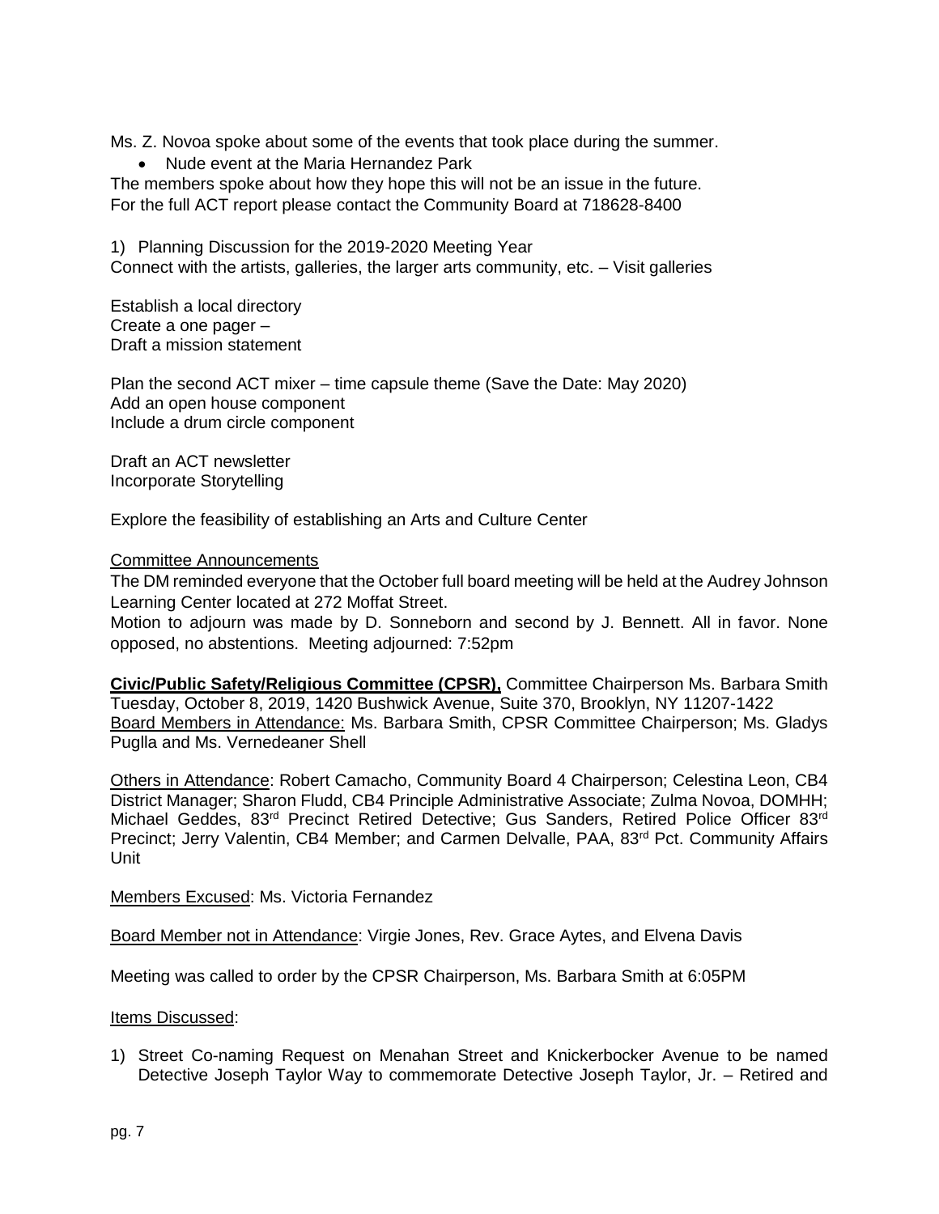Ms. Z. Novoa spoke about some of the events that took place during the summer.

- Nude event at the Maria Hernandez Park

The members spoke about how they hope this will not be an issue in the future.
For the full ACT report please contact the Community Board at 718628-8400

1) Planning Discussion for the 2019-2020 Meeting Year
Connect with the artists, galleries, the larger arts community, etc. – Visit galleries

Establish a local directory
Create a one pager –
Draft a mission statement

Plan the second ACT mixer – time capsule theme (Save the Date: May 2020)
Add an open house component
Include a drum circle component

Draft an ACT newsletter
Incorporate Storytelling

Explore the feasibility of establishing an Arts and Culture Center

Committee Announcements

The DM reminded everyone that the October full board meeting will be held at the Audrey Johnson Learning Center located at 272 Moffat Street.
Motion to adjourn was made by D. Sonneborn and second by J. Bennett. All in favor. None opposed, no abstentions. Meeting adjourned: 7:52pm

**Civic/Public Safety/Religious Committee (CPSR),** Committee Chairperson Ms. Barbara Smith
Tuesday, October 8, 2019, 1420 Bushwick Avenue, Suite 370, Brooklyn, NY 11207-1422
Board Members in Attendance: Ms. Barbara Smith, CPSR Committee Chairperson; Ms. Gladys Puglla and Ms. Vernedeaner Shell

Others in Attendance: Robert Camacho, Community Board 4 Chairperson; Celestina Leon, CB4 District Manager; Sharon Fludd, CB4 Principle Administrative Associate; Zulma Novoa, DOMHH; Michael Geddes, 83rd Precinct Retired Detective; Gus Sanders, Retired Police Officer 83rd Precinct; Jerry Valentin, CB4 Member; and Carmen Delvalle, PAA, 83rd Pct. Community Affairs Unit

Members Excused: Ms. Victoria Fernandez

Board Member not in Attendance: Virgie Jones, Rev. Grace Aytes, and Elvena Davis

Meeting was called to order by the CPSR Chairperson, Ms. Barbara Smith at 6:05PM

Items Discussed:

1) Street Co-naming Request on Menahan Street and Knickerbocker Avenue to be named Detective Joseph Taylor Way to commemorate Detective Joseph Taylor, Jr. – Retired and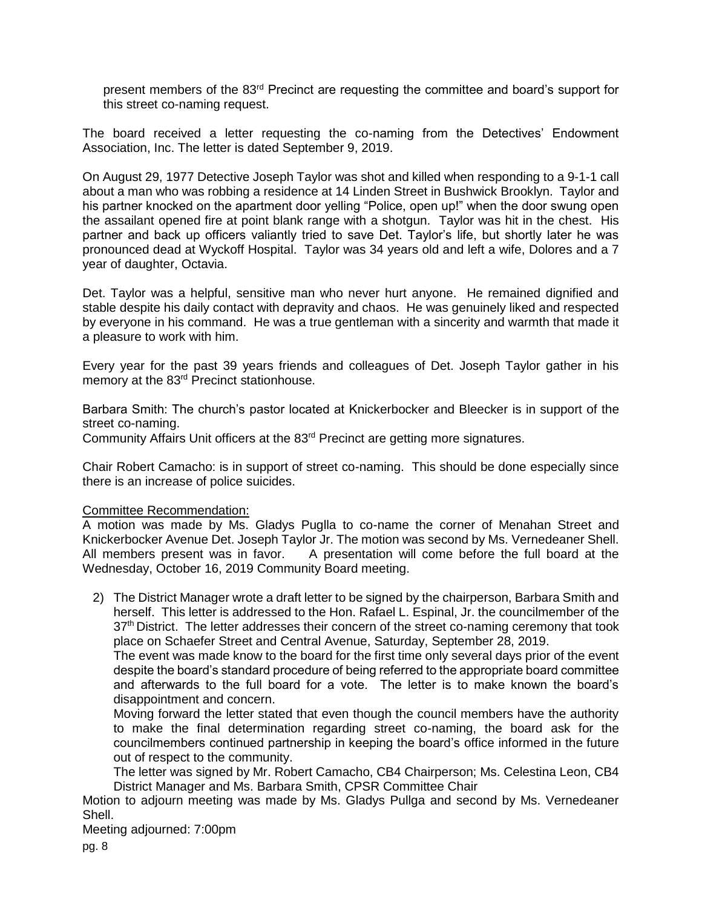present members of the 83rd Precinct are requesting the committee and board's support for this street co-naming request.

The board received a letter requesting the co-naming from the Detectives' Endowment Association, Inc. The letter is dated September 9, 2019.

On August 29, 1977 Detective Joseph Taylor was shot and killed when responding to a 9-1-1 call about a man who was robbing a residence at 14 Linden Street in Bushwick Brooklyn. Taylor and his partner knocked on the apartment door yelling "Police, open up!" when the door swung open the assailant opened fire at point blank range with a shotgun. Taylor was hit in the chest. His partner and back up officers valiantly tried to save Det. Taylor's life, but shortly later he was pronounced dead at Wyckoff Hospital. Taylor was 34 years old and left a wife, Dolores and a 7 year of daughter, Octavia.

Det. Taylor was a helpful, sensitive man who never hurt anyone. He remained dignified and stable despite his daily contact with depravity and chaos. He was genuinely liked and respected by everyone in his command. He was a true gentleman with a sincerity and warmth that made it a pleasure to work with him.

Every year for the past 39 years friends and colleagues of Det. Joseph Taylor gather in his memory at the 83rd Precinct stationhouse.

Barbara Smith: The church's pastor located at Knickerbocker and Bleecker is in support of the street co-naming.
Community Affairs Unit officers at the 83rd Precinct are getting more signatures.

Chair Robert Camacho: is in support of street co-naming. This should be done especially since there is an increase of police suicides.

<u>Committee Recommendation:</u>
A motion was made by Ms. Gladys Puglla to co-name the corner of Menahan Street and Knickerbocker Avenue Det. Joseph Taylor Jr. The motion was second by Ms. Vernedeaner Shell. All members present was in favor. A presentation will come before the full board at the Wednesday, October 16, 2019 Community Board meeting.

2) The District Manager wrote a draft letter to be signed by the chairperson, Barbara Smith and herself. This letter is addressed to the Hon. Rafael L. Espinal, Jr. the councilmember of the 37th District. The letter addresses their concern of the street co-naming ceremony that took place on Schaefer Street and Central Avenue, Saturday, September 28, 2019.
   The event was made know to the board for the first time only several days prior of the event despite the board's standard procedure of being referred to the appropriate board committee and afterwards to the full board for a vote. The letter is to make known the board's disappointment and concern.
   Moving forward the letter stated that even though the council members have the authority to make the final determination regarding street co-naming, the board ask for the councilmembers continued partnership in keeping the board's office informed in the future out of respect to the community.
   The letter was signed by Mr. Robert Camacho, CB4 Chairperson; Ms. Celestina Leon, CB4 District Manager and Ms. Barbara Smith, CPSR Committee Chair

Motion to adjourn meeting was made by Ms. Gladys Pullga and second by Ms. Vernedeaner Shell.
Meeting adjourned: 7:00pm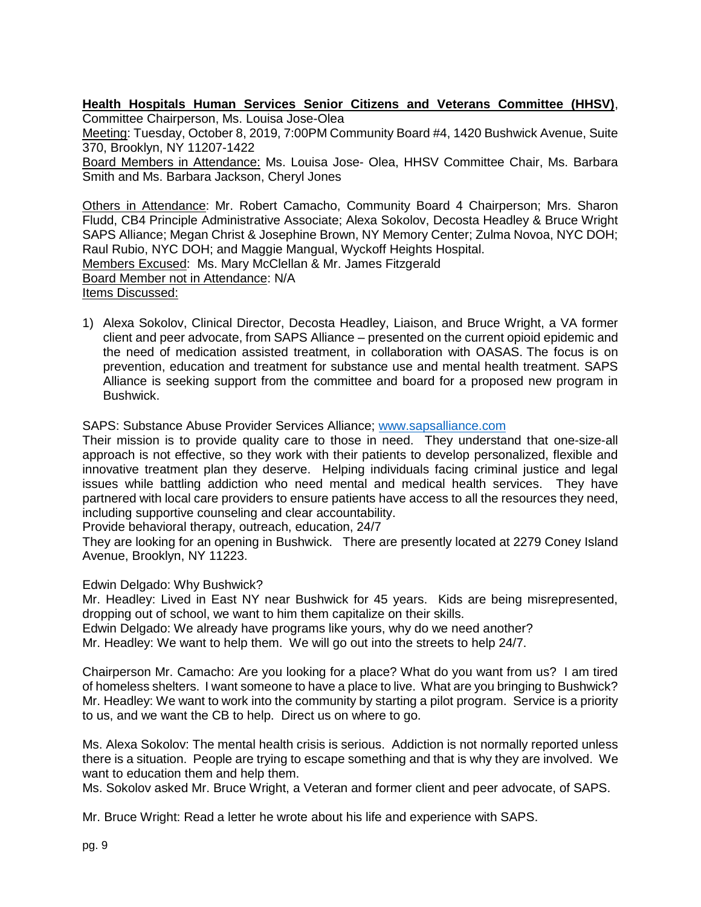**Health Hospitals Human Services Senior Citizens and Veterans Committee (HHSV)**, Committee Chairperson, Ms. Louisa Jose-Olea

Meeting: Tuesday, October 8, 2019, 7:00PM Community Board #4, 1420 Bushwick Avenue, Suite 370, Brooklyn, NY 11207-1422

Board Members in Attendance: Ms. Louisa Jose- Olea, HHSV Committee Chair, Ms. Barbara Smith and Ms. Barbara Jackson, Cheryl Jones

Others in Attendance: Mr. Robert Camacho, Community Board 4 Chairperson; Mrs. Sharon Fludd, CB4 Principle Administrative Associate; Alexa Sokolov, Decosta Headley & Bruce Wright SAPS Alliance; Megan Christ & Josephine Brown, NY Memory Center; Zulma Novoa, NYC DOH; Raul Rubio, NYC DOH; and Maggie Mangual, Wyckoff Heights Hospital.

Members Excused: Ms. Mary McClellan & Mr. James Fitzgerald

Board Member not in Attendance: N/A

Items Discussed:

1) Alexa Sokolov, Clinical Director, Decosta Headley, Liaison, and Bruce Wright, a VA former client and peer advocate, from SAPS Alliance – presented on the current opioid epidemic and the need of medication assisted treatment, in collaboration with OASAS. The focus is on prevention, education and treatment for substance use and mental health treatment. SAPS Alliance is seeking support from the committee and board for a proposed new program in Bushwick.

SAPS: Substance Abuse Provider Services Alliance; www.sapsalliance.com

Their mission is to provide quality care to those in need. They understand that one-size-all approach is not effective, so they work with their patients to develop personalized, flexible and innovative treatment plan they deserve. Helping individuals facing criminal justice and legal issues while battling addiction who need mental and medical health services. They have partnered with local care providers to ensure patients have access to all the resources they need, including supportive counseling and clear accountability.

Provide behavioral therapy, outreach, education, 24/7

They are looking for an opening in Bushwick. There are presently located at 2279 Coney Island Avenue, Brooklyn, NY 11223.

Edwin Delgado: Why Bushwick?

Mr. Headley: Lived in East NY near Bushwick for 45 years. Kids are being misrepresented, dropping out of school, we want to him them capitalize on their skills.

Edwin Delgado: We already have programs like yours, why do we need another?

Mr. Headley: We want to help them. We will go out into the streets to help 24/7.

Chairperson Mr. Camacho: Are you looking for a place? What do you want from us? I am tired of homeless shelters. I want someone to have a place to live. What are you bringing to Bushwick?

Mr. Headley: We want to work into the community by starting a pilot program. Service is a priority to us, and we want the CB to help. Direct us on where to go.

Ms. Alexa Sokolov: The mental health crisis is serious. Addiction is not normally reported unless there is a situation. People are trying to escape something and that is why they are involved. We want to education them and help them.

Ms. Sokolov asked Mr. Bruce Wright, a Veteran and former client and peer advocate, of SAPS.

Mr. Bruce Wright: Read a letter he wrote about his life and experience with SAPS.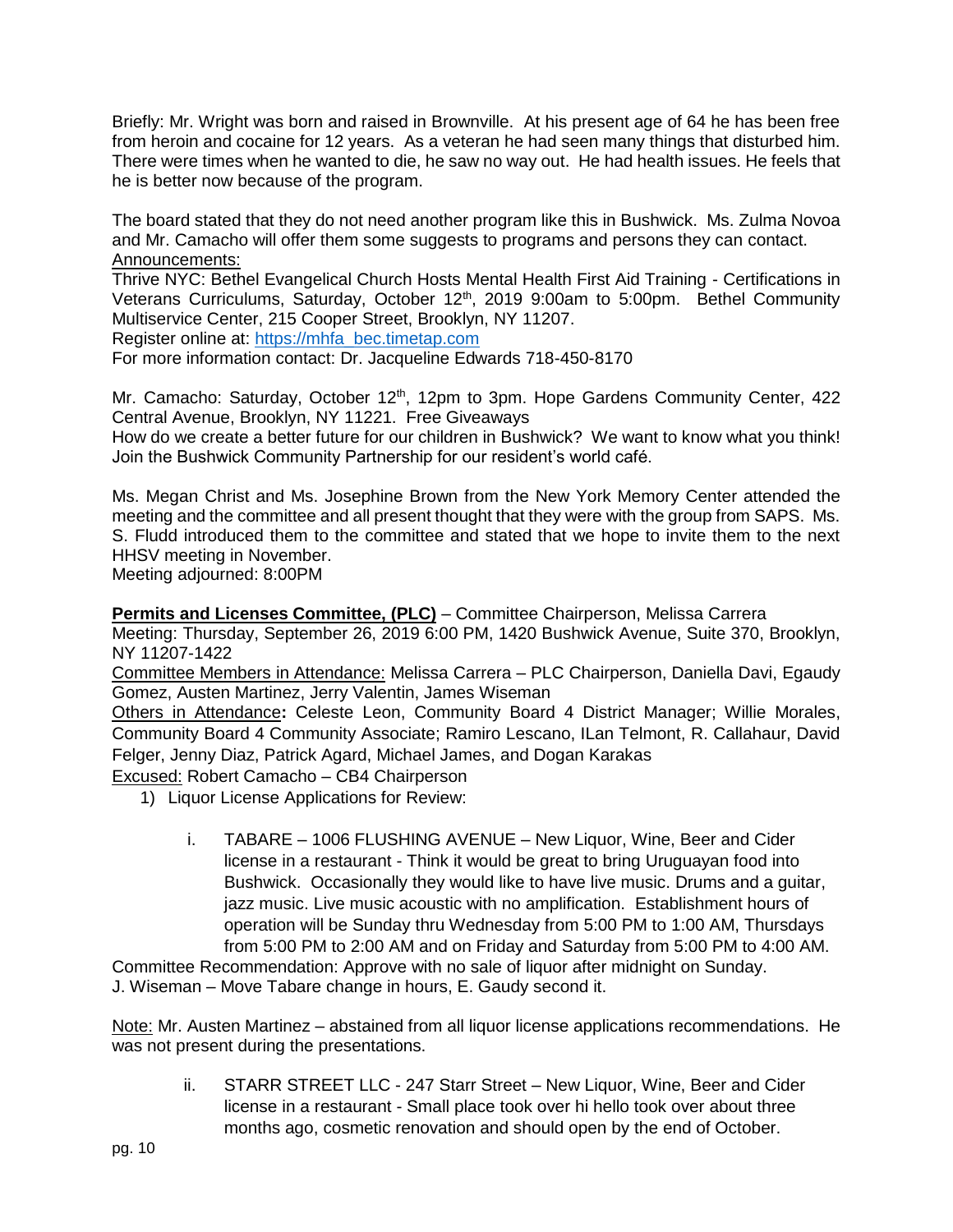Briefly: Mr. Wright was born and raised in Brownville. At his present age of 64 he has been free from heroin and cocaine for 12 years. As a veteran he had seen many things that disturbed him. There were times when he wanted to die, he saw no way out. He had health issues. He feels that he is better now because of the program.

The board stated that they do not need another program like this in Bushwick. Ms. Zulma Novoa and Mr. Camacho will offer them some suggests to programs and persons they can contact.

<u>Announcements:</u>

Thrive NYC: Bethel Evangelical Church Hosts Mental Health First Aid Training - Certifications in Veterans Curriculums, Saturday, October 12th, 2019 9:00am to 5:00pm. Bethel Community Multiservice Center, 215 Cooper Street, Brooklyn, NY 11207.

Register online at: https://mhfa_bec.timetap.com

For more information contact: Dr. Jacqueline Edwards 718-450-8170

Mr. Camacho: Saturday, October 12th, 12pm to 3pm. Hope Gardens Community Center, 422 Central Avenue, Brooklyn, NY 11221. Free Giveaways

How do we create a better future for our children in Bushwick? We want to know what you think! Join the Bushwick Community Partnership for our resident's world café.

Ms. Megan Christ and Ms. Josephine Brown from the New York Memory Center attended the meeting and the committee and all present thought that they were with the group from SAPS. Ms. S. Fludd introduced them to the committee and stated that we hope to invite them to the next HHSV meeting in November.

Meeting adjourned: 8:00PM

**<u>Permits and Licenses Committee, (PLC)</u>** – Committee Chairperson, Melissa Carrera

Meeting: Thursday, September 26, 2019 6:00 PM, 1420 Bushwick Avenue, Suite 370, Brooklyn, NY 11207-1422

<u>Committee Members in Attendance:</u> Melissa Carrera – PLC Chairperson, Daniella Davi, Egaudy Gomez, Austen Martinez, Jerry Valentin, James Wiseman

<u>Others in Attendance</u>**:** Celeste Leon, Community Board 4 District Manager; Willie Morales, Community Board 4 Community Associate; Ramiro Lescano, ILan Telmont, R. Callahaur, David Felger, Jenny Diaz, Patrick Agard, Michael James, and Dogan Karakas

<u>Excused:</u> Robert Camacho – CB4 Chairperson

1) Liquor License Applications for Review:

   i. TABARE – 1006 FLUSHING AVENUE – New Liquor, Wine, Beer and Cider license in a restaurant - Think it would be great to bring Uruguayan food into Bushwick. Occasionally they would like to have live music. Drums and a guitar, jazz music. Live music acoustic with no amplification. Establishment hours of operation will be Sunday thru Wednesday from 5:00 PM to 1:00 AM, Thursdays from 5:00 PM to 2:00 AM and on Friday and Saturday from 5:00 PM to 4:00 AM.

Committee Recommendation: Approve with no sale of liquor after midnight on Sunday.

J. Wiseman – Move Tabare change in hours, E. Gaudy second it.

<u>Note:</u> Mr. Austen Martinez – abstained from all liquor license applications recommendations. He was not present during the presentations.

   ii. STARR STREET LLC - 247 Starr Street – New Liquor, Wine, Beer and Cider license in a restaurant - Small place took over hi hello took over about three months ago, cosmetic renovation and should open by the end of October.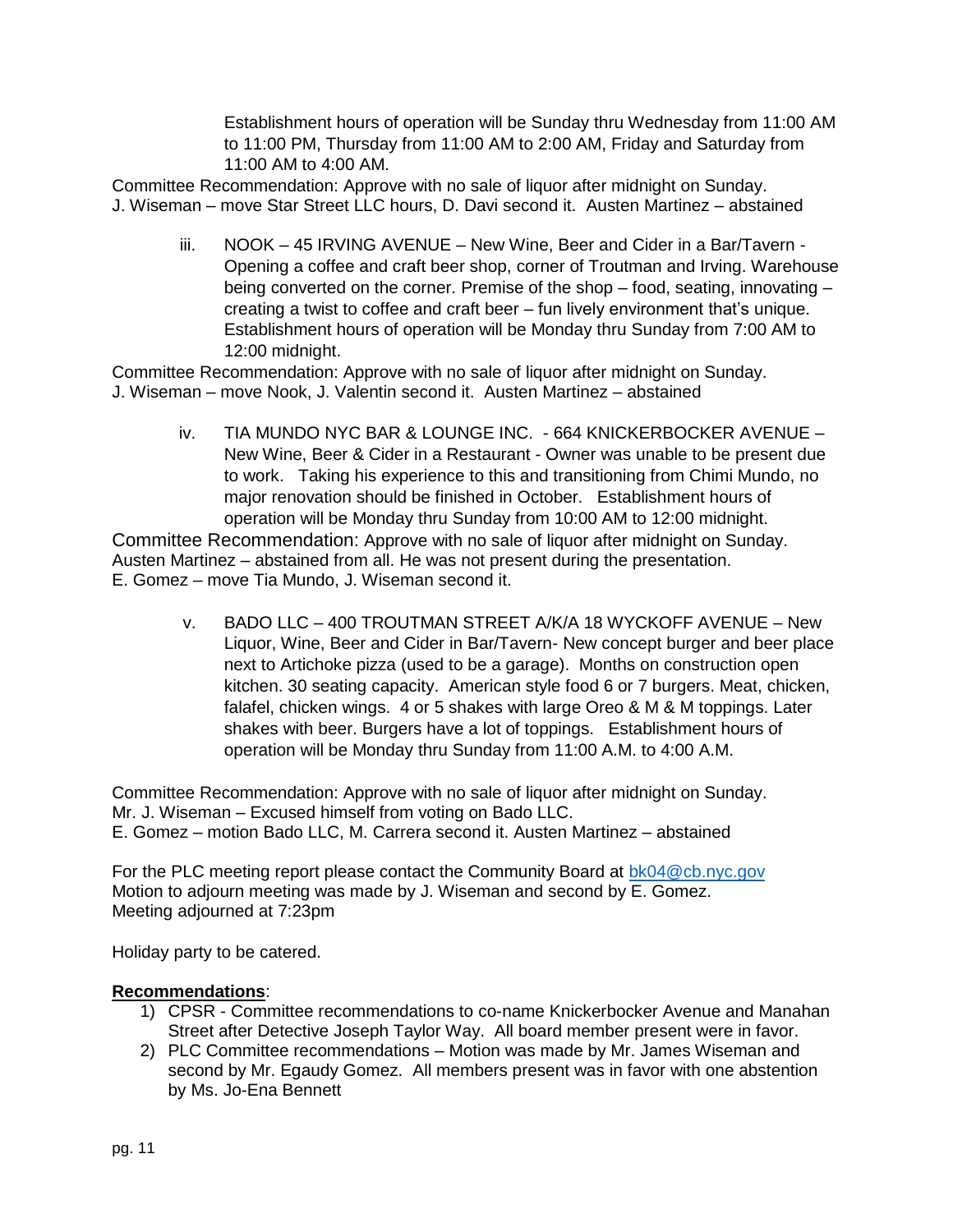Establishment hours of operation will be Sunday thru Wednesday from 11:00 AM to 11:00 PM, Thursday from 11:00 AM to 2:00 AM, Friday and Saturday from 11:00 AM to 4:00 AM.

Committee Recommendation: Approve with no sale of liquor after midnight on Sunday.
J. Wiseman – move Star Street LLC hours, D. Davi second it. Austen Martinez – abstained

iii. NOOK – 45 IRVING AVENUE – New Wine, Beer and Cider in a Bar/Tavern - Opening a coffee and craft beer shop, corner of Troutman and Irving. Warehouse being converted on the corner. Premise of the shop – food, seating, innovating – creating a twist to coffee and craft beer – fun lively environment that's unique. Establishment hours of operation will be Monday thru Sunday from 7:00 AM to 12:00 midnight.

Committee Recommendation: Approve with no sale of liquor after midnight on Sunday.
J. Wiseman – move Nook, J. Valentin second it. Austen Martinez – abstained

iv. TIA MUNDO NYC BAR & LOUNGE INC. - 664 KNICKERBOCKER AVENUE – New Wine, Beer & Cider in a Restaurant - Owner was unable to be present due to work. Taking his experience to this and transitioning from Chimi Mundo, no major renovation should be finished in October. Establishment hours of operation will be Monday thru Sunday from 10:00 AM to 12:00 midnight.

Committee Recommendation: Approve with no sale of liquor after midnight on Sunday.
Austen Martinez – abstained from all. He was not present during the presentation.
E. Gomez – move Tia Mundo, J. Wiseman second it.

v. BADO LLC – 400 TROUTMAN STREET A/K/A 18 WYCKOFF AVENUE – New Liquor, Wine, Beer and Cider in Bar/Tavern- New concept burger and beer place next to Artichoke pizza (used to be a garage). Months on construction open kitchen. 30 seating capacity. American style food 6 or 7 burgers. Meat, chicken, falafel, chicken wings. 4 or 5 shakes with large Oreo & M & M toppings. Later shakes with beer. Burgers have a lot of toppings. Establishment hours of operation will be Monday thru Sunday from 11:00 A.M. to 4:00 A.M.

Committee Recommendation: Approve with no sale of liquor after midnight on Sunday.
Mr. J. Wiseman – Excused himself from voting on Bado LLC.
E. Gomez – motion Bado LLC, M. Carrera second it. Austen Martinez – abstained

For the PLC meeting report please contact the Community Board at bk04@cb.nyc.gov
Motion to adjourn meeting was made by J. Wiseman and second by E. Gomez.
Meeting adjourned at 7:23pm

Holiday party to be catered.

**Recommendations**:

1) CPSR - Committee recommendations to co-name Knickerbocker Avenue and Manahan Street after Detective Joseph Taylor Way. All board member present were in favor.
2) PLC Committee recommendations – Motion was made by Mr. James Wiseman and second by Mr. Egaudy Gomez. All members present was in favor with one abstention by Ms. Jo-Ena Bennett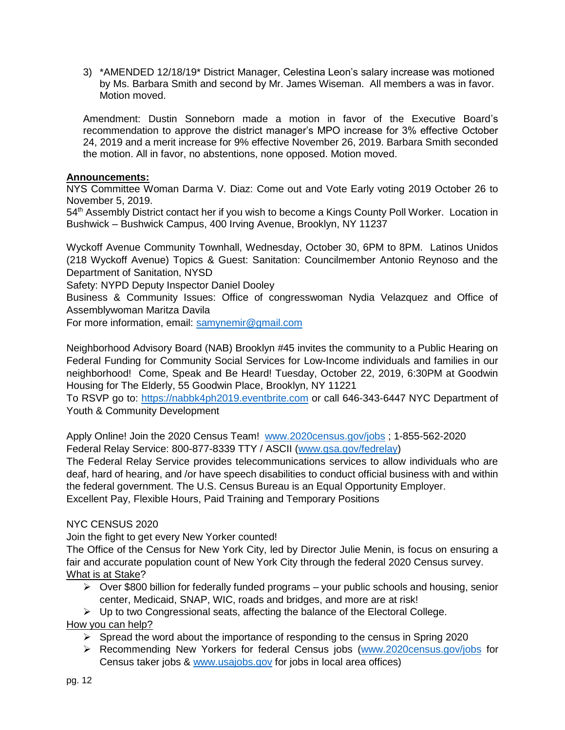3) *AMENDED 12/18/19* District Manager, Celestina Leon's salary increase was motioned by Ms. Barbara Smith and second by Mr. James Wiseman. All members a was in favor. Motion moved.

Amendment: Dustin Sonneborn made a motion in favor of the Executive Board's recommendation to approve the district manager's MPO increase for 3% effective October 24, 2019 and a merit increase for 9% effective November 26, 2019. Barbara Smith seconded the motion. All in favor, no abstentions, none opposed. Motion moved.

**Announcements:**

NYS Committee Woman Darma V. Diaz: Come out and Vote Early voting 2019 October 26 to November 5, 2019.
54th Assembly District contact her if you wish to become a Kings County Poll Worker. Location in Bushwick – Bushwick Campus, 400 Irving Avenue, Brooklyn, NY 11237

Wyckoff Avenue Community Townhall, Wednesday, October 30, 6PM to 8PM. Latinos Unidos (218 Wyckoff Avenue) Topics & Guest: Sanitation: Councilmember Antonio Reynoso and the Department of Sanitation, NYSD
Safety: NYPD Deputy Inspector Daniel Dooley
Business & Community Issues: Office of congresswoman Nydia Velazquez and Office of Assemblywoman Maritza Davila
For more information, email: samynemir@gmail.com

Neighborhood Advisory Board (NAB) Brooklyn #45 invites the community to a Public Hearing on Federal Funding for Community Social Services for Low-Income individuals and families in our neighborhood! Come, Speak and Be Heard! Tuesday, October 22, 2019, 6:30PM at Goodwin Housing for The Elderly, 55 Goodwin Place, Brooklyn, NY 11221
To RSVP go to: https://nabbk4ph2019.eventbrite.com or call 646-343-6447 NYC Department of Youth & Community Development

Apply Online! Join the 2020 Census Team! www.2020census.gov/jobs ; 1-855-562-2020
Federal Relay Service: 800-877-8339 TTY / ASCII (www.gsa.gov/fedrelay)
The Federal Relay Service provides telecommunications services to allow individuals who are deaf, hard of hearing, and /or have speech disabilities to conduct official business with and within the federal government. The U.S. Census Bureau is an Equal Opportunity Employer.
Excellent Pay, Flexible Hours, Paid Training and Temporary Positions

NYC CENSUS 2020
Join the fight to get every New Yorker counted!
The Office of the Census for New York City, led by Director Julie Menin, is focus on ensuring a fair and accurate population count of New York City through the federal 2020 Census survey.
What is at Stake?

- Over $800 billion for federally funded programs – your public schools and housing, senior center, Medicaid, SNAP, WIC, roads and bridges, and more are at risk!
- Up to two Congressional seats, affecting the balance of the Electoral College.

How you can help?

- Spread the word about the importance of responding to the census in Spring 2020
- Recommending New Yorkers for federal Census jobs (www.2020census.gov/jobs for Census taker jobs & www.usajobs.gov for jobs in local area offices)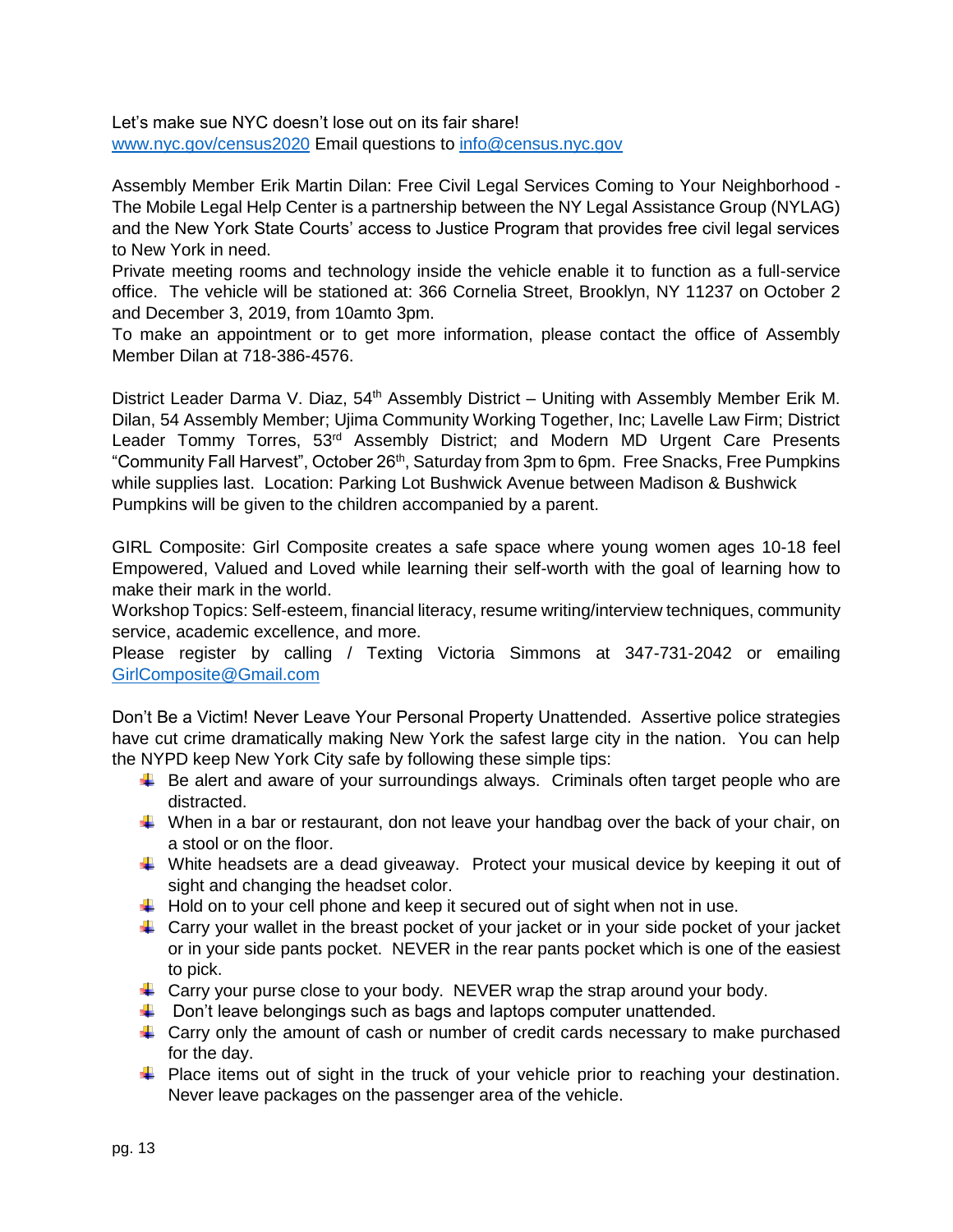Let's make sue NYC doesn't lose out on its fair share!
www.nyc.gov/census2020 Email questions to info@census.nyc.gov

Assembly Member Erik Martin Dilan: Free Civil Legal Services Coming to Your Neighborhood - The Mobile Legal Help Center is a partnership between the NY Legal Assistance Group (NYLAG) and the New York State Courts' access to Justice Program that provides free civil legal services to New York in need.
Private meeting rooms and technology inside the vehicle enable it to function as a full-service office. The vehicle will be stationed at: 366 Cornelia Street, Brooklyn, NY 11237 on October 2 and December 3, 2019, from 10amto 3pm.
To make an appointment or to get more information, please contact the office of Assembly Member Dilan at 718-386-4576.

District Leader Darma V. Diaz, 54th Assembly District – Uniting with Assembly Member Erik M. Dilan, 54 Assembly Member; Ujima Community Working Together, Inc; Lavelle Law Firm; District Leader Tommy Torres, 53rd Assembly District; and Modern MD Urgent Care Presents "Community Fall Harvest", October 26th, Saturday from 3pm to 6pm. Free Snacks, Free Pumpkins while supplies last. Location: Parking Lot Bushwick Avenue between Madison & Bushwick
Pumpkins will be given to the children accompanied by a parent.

GIRL Composite: Girl Composite creates a safe space where young women ages 10-18 feel Empowered, Valued and Loved while learning their self-worth with the goal of learning how to make their mark in the world.
Workshop Topics: Self-esteem, financial literacy, resume writing/interview techniques, community service, academic excellence, and more.
Please register by calling / Texting Victoria Simmons at 347-731-2042 or emailing GirlComposite@Gmail.com

Don't Be a Victim! Never Leave Your Personal Property Unattended. Assertive police strategies have cut crime dramatically making New York the safest large city in the nation. You can help the NYPD keep New York City safe by following these simple tips:

- Be alert and aware of your surroundings always. Criminals often target people who are distracted.
- When in a bar or restaurant, don not leave your handbag over the back of your chair, on a stool or on the floor.
- White headsets are a dead giveaway. Protect your musical device by keeping it out of sight and changing the headset color.
- Hold on to your cell phone and keep it secured out of sight when not in use.
- Carry your wallet in the breast pocket of your jacket or in your side pocket of your jacket or in your side pants pocket. NEVER in the rear pants pocket which is one of the easiest to pick.
- Carry your purse close to your body. NEVER wrap the strap around your body.
- Don't leave belongings such as bags and laptops computer unattended.
- Carry only the amount of cash or number of credit cards necessary to make purchased for the day.
- Place items out of sight in the truck of your vehicle prior to reaching your destination. Never leave packages on the passenger area of the vehicle.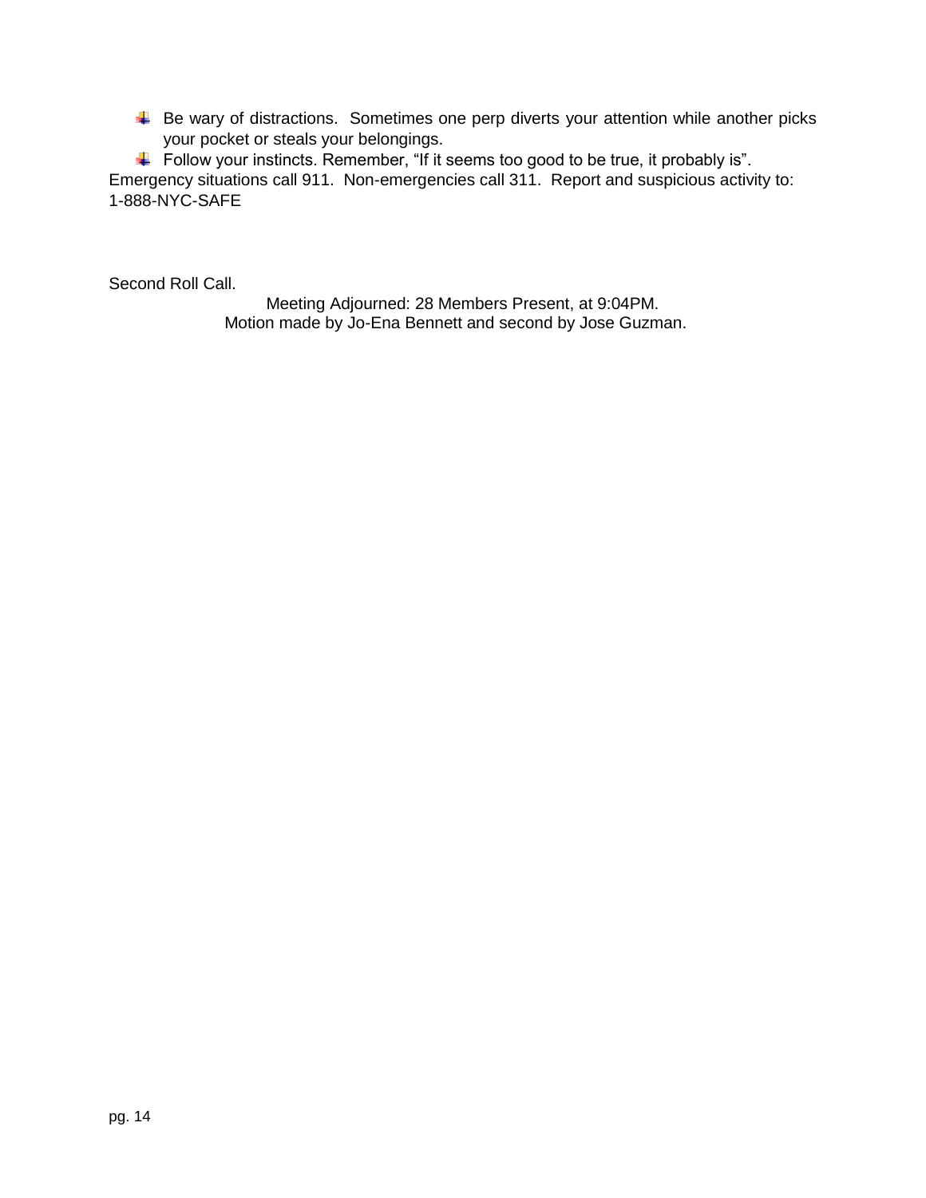- Be wary of distractions. Sometimes one perp diverts your attention while another picks your pocket or steals your belongings.
- Follow your instincts. Remember, “If it seems too good to be true, it probably is”.

Emergency situations call 911. Non-emergencies call 311. Report and suspicious activity to: 1-888-NYC-SAFE

Second Roll Call.

Meeting Adjourned: 28 Members Present, at 9:04PM.
Motion made by Jo-Ena Bennett and second by Jose Guzman.